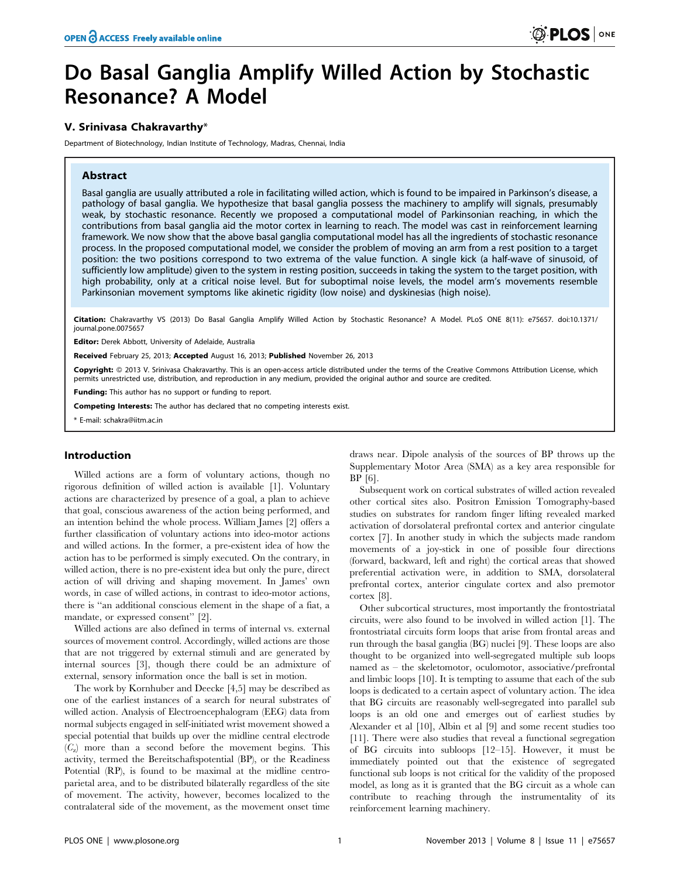# Do Basal Ganglia Amplify Willed Action by Stochastic Resonance? A Model

**V. Srinivasa Chakravarthy***

Department of Biotechnology, Indian Institute of Technology, Madras, Chennai, India

## Abstract

Basal ganglia are usually attributed a role in facilitating willed action, which is found to be impaired in Parkinson's disease, a pathology of basal ganglia. We hypothesize that basal ganglia possess the machinery to amplify will signals, presumably weak, by stochastic resonance. Recently we proposed a computational model of Parkinsonian reaching, in which the contributions from basal ganglia aid the motor cortex in learning to reach. The model was cast in reinforcement learning framework. We now show that the above basal ganglia computational model has all the ingredients of stochastic resonance process. In the proposed computational model, we consider the problem of moving an arm from a rest position to a target position: the two positions correspond to two extrema of the value function. A single kick (a half-wave of sinusoid, of sufficiently low amplitude) given to the system in resting position, succeeds in taking the system to the target position, with high probability, only at a critical noise level. But for suboptimal noise levels, the model arm's movements resemble Parkinsonian movement symptoms like akinetic rigidity (low noise) and dyskinesias (high noise).

**Citation:** Chakravarthy VS (2013) Do Basal Ganglia Amplify Willed Action by Stochastic Resonance? A Model. PLoS ONE 8(11): e75657. doi:10.1371/journal.pone.0075657

**Editor:** Derek Abbott, University of Adelaide, Australia

**Received** February 25, 2013; **Accepted** August 16, 2013; **Published** November 26, 2013

**Copyright:** © 2013 V. Srinivasa Chakravarthy. This is an open-access article distributed under the terms of the Creative Commons Attribution License, which permits unrestricted use, distribution, and reproduction in any medium, provided the original author and source are credited.

**Funding:** This author has no support or funding to report.

**Competing Interests:** The author has declared that no competing interests exist.

\* E-mail: schakra@iitm.ac.in

## Introduction

Willed actions are a form of voluntary actions, though no rigorous definition of willed action is available [1]. Voluntary actions are characterized by presence of a goal, a plan to achieve that goal, conscious awareness of the action being performed, and an intention behind the whole process. William James [2] offers a further classification of voluntary actions into ideo-motor actions and willed actions. In the former, a pre-existent idea of how the action has to be performed is simply executed. On the contrary, in willed action, there is no pre-existent idea but only the pure, direct action of will driving and shaping movement. In James' own words, in case of willed actions, in contrast to ideo-motor actions, there is "an additional conscious element in the shape of a fiat, a mandate, or expressed consent" [2].

Willed actions are also defined in terms of internal vs. external sources of movement control. Accordingly, willed actions are those that are not triggered by external stimuli and are generated by internal sources [3], though there could be an admixture of external, sensory information once the ball is set in motion.

The work by Kornhuber and Deecke [4,5] may be described as one of the earliest instances of a search for neural substrates of willed action. Analysis of Electroencephalogram (EEG) data from normal subjects engaged in self-initiated wrist movement showed a special potential that builds up over the midline central electrode ($C_z$) more than a second before the movement begins. This activity, termed the Bereitschaftspotential (BP), or the Readiness Potential (RP), is found to be maximal at the midline centro-parietal area, and to be distributed bilaterally regardless of the site of movement. The activity, however, becomes localized to the contralateral side of the movement, as the movement onset time draws near. Dipole analysis of the sources of BP throws up the Supplementary Motor Area (SMA) as a key area responsible for BP [6].

Subsequent work on cortical substrates of willed action revealed other cortical sites also. Positron Emission Tomography-based studies on substrates for random finger lifting revealed marked activation of dorsolateral prefrontal cortex and anterior cingulate cortex [7]. In another study in which the subjects made random movements of a joy-stick in one of possible four directions (forward, backward, left and right) the cortical areas that showed preferential activation were, in addition to SMA, dorsolateral prefrontal cortex, anterior cingulate cortex and also premotor cortex [8].

Other subcortical structures, most importantly the frontostriatal circuits, were also found to be involved in willed action [1]. The frontostriatal circuits form loops that arise from frontal areas and run through the basal ganglia (BG) nuclei [9]. These loops are also thought to be organized into well-segregated multiple sub loops named as – the skeletomotor, oculomotor, associative/prefrontal and limbic loops [10]. It is tempting to assume that each of the sub loops is dedicated to a certain aspect of voluntary action. The idea that BG circuits are reasonably well-segregated into parallel sub loops is an old one and emerges out of earliest studies by Alexander et al [10], Albin et al [9] and some recent studies too [11]. There were also studies that reveal a functional segregation of BG circuits into subloops [12–15]. However, it must be immediately pointed out that the existence of segregated functional sub loops is not critical for the validity of the proposed model, as long as it is granted that the BG circuit as a whole can contribute to reaching through the instrumentality of its reinforcement learning machinery.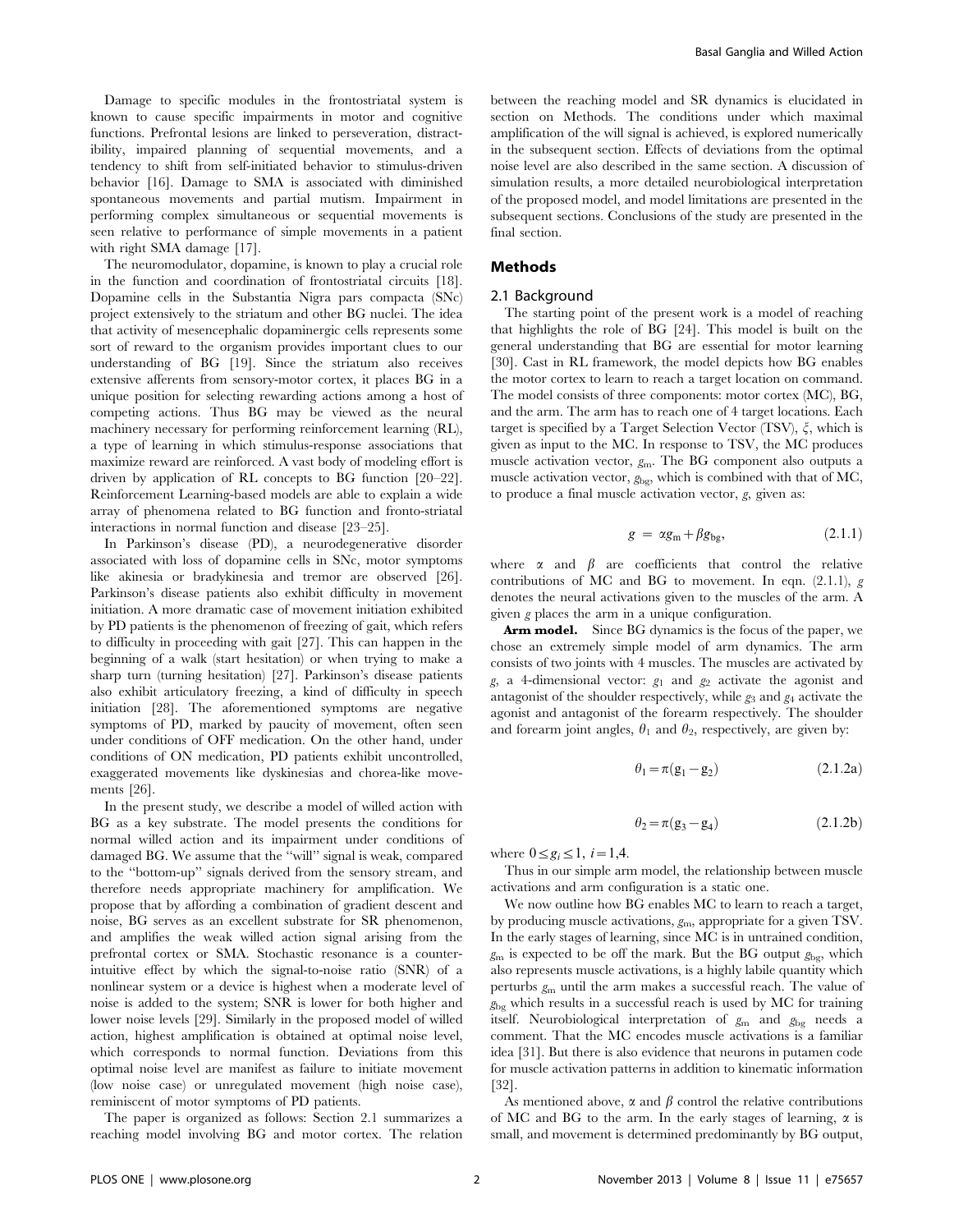Damage to specific modules in the frontostriatal system is known to cause specific impairments in motor and cognitive functions. Prefrontal lesions are linked to perseveration, distractibility, impaired planning of sequential movements, and a tendency to shift from self-initiated behavior to stimulus-driven behavior [16]. Damage to SMA is associated with diminished spontaneous movements and partial mutism. Impairment in performing complex simultaneous or sequential movements is seen relative to performance of simple movements in a patient with right SMA damage [17].

The neuromodulator, dopamine, is known to play a crucial role in the function and coordination of frontostriatal circuits [18]. Dopamine cells in the Substantia Nigra pars compacta (SNc) project extensively to the striatum and other BG nuclei. The idea that activity of mesencephalic dopaminergic cells represents some sort of reward to the organism provides important clues to our understanding of BG [19]. Since the striatum also receives extensive afferents from sensory-motor cortex, it places BG in a unique position for selecting rewarding actions among a host of competing actions. Thus BG may be viewed as the neural machinery necessary for performing reinforcement learning (RL), a type of learning in which stimulus-response associations that maximize reward are reinforced. A vast body of modeling effort is driven by application of RL concepts to BG function [20–22]. Reinforcement Learning-based models are able to explain a wide array of phenomena related to BG function and fronto-striatal interactions in normal function and disease [23–25].

In Parkinson's disease (PD), a neurodegenerative disorder associated with loss of dopamine cells in SNc, motor symptoms like akinesia or bradykinesia and tremor are observed [26]. Parkinson's disease patients also exhibit difficulty in movement initiation. A more dramatic case of movement initiation exhibited by PD patients is the phenomenon of freezing of gait, which refers to difficulty in proceeding with gait [27]. This can happen in the beginning of a walk (start hesitation) or when trying to make a sharp turn (turning hesitation) [27]. Parkinson's disease patients also exhibit articulatory freezing, a kind of difficulty in speech initiation [28]. The aforementioned symptoms are negative symptoms of PD, marked by paucity of movement, often seen under conditions of OFF medication. On the other hand, under conditions of ON medication, PD patients exhibit uncontrolled, exaggerated movements like dyskinesias and chorea-like movements [26].

In the present study, we describe a model of willed action with BG as a key substrate. The model presents the conditions for normal willed action and its impairment under conditions of damaged BG. We assume that the "will" signal is weak, compared to the "bottom-up" signals derived from the sensory stream, and therefore needs appropriate machinery for amplification. We propose that by affording a combination of gradient descent and noise, BG serves as an excellent substrate for SR phenomenon, and amplifies the weak willed action signal arising from the prefrontal cortex or SMA. Stochastic resonance is a counter-intuitive effect by which the signal-to-noise ratio (SNR) of a nonlinear system or a device is highest when a moderate level of noise is added to the system; SNR is lower for both higher and lower noise levels [29]. Similarly in the proposed model of willed action, highest amplification is obtained at optimal noise level, which corresponds to normal function. Deviations from this optimal noise level are manifest as failure to initiate movement (low noise case) or unregulated movement (high noise case), reminiscent of motor symptoms of PD patients.

The paper is organized as follows: Section 2.1 summarizes a reaching model involving BG and motor cortex. The relation between the reaching model and SR dynamics is elucidated in section on Methods. The conditions under which maximal amplification of the will signal is achieved, is explored numerically in the subsequent section. Effects of deviations from the optimal noise level are also described in the same section. A discussion of simulation results, a more detailed neurobiological interpretation of the proposed model, and model limitations are presented in the subsequent sections. Conclusions of the study are presented in the final section.

## Methods

### 2.1 Background

The starting point of the present work is a model of reaching that highlights the role of BG [24]. This model is built on the general understanding that BG are essential for motor learning [30]. Cast in RL framework, the model depicts how BG enables the motor cortex to learn to reach a target location on command. The model consists of three components: motor cortex (MC), BG, and the arm. The arm has to reach one of 4 target locations. Each target is specified by a Target Selection Vector (TSV), $\xi$, which is given as input to the MC. In response to TSV, the MC produces muscle activation vector, $g_{\mathrm{m}}$. The BG component also outputs a muscle activation vector, $g_{\mathrm{bg}}$, which is combined with that of MC, to produce a final muscle activation vector, $g$, given as:

$$g = \alpha g_{\mathrm{m}} + \beta g_{\mathrm{bg}}, \tag{2.1.1}$$

where $\alpha$ and $\beta$ are coefficients that control the relative contributions of MC and BG to movement. In eqn. (2.1.1), $g$ denotes the neural activations given to the muscles of the arm. A given $g$ places the arm in a unique configuration.

**Arm model.** Since BG dynamics is the focus of the paper, we chose an extremely simple model of arm dynamics. The arm consists of two joints with 4 muscles. The muscles are activated by $g$, a 4-dimensional vector: $g_1$ and $g_2$ activate the agonist and antagonist of the shoulder respectively, while $g_3$ and $g_4$ activate the agonist and antagonist of the forearm respectively. The shoulder and forearm joint angles, $\theta_1$ and $\theta_2$, respectively, are given by:

$$\theta_1 = \pi(g_1 - g_2) \tag{2.1.2a}$$

$$\theta_2 = \pi(g_3 - g_4) \tag{2.1.2b}$$

where $0 \le g_i \le 1,\ i = 1,4$.

Thus in our simple arm model, the relationship between muscle activations and arm configuration is a static one.

We now outline how BG enables MC to learn to reach a target, by producing muscle activations, $g_{\mathrm{m}}$, appropriate for a given TSV. In the early stages of learning, since MC is in untrained condition, $g_{\mathrm{m}}$ is expected to be off the mark. But the BG output $g_{\mathrm{bg}}$, which also represents muscle activations, is a highly labile quantity which perturbs $g_{\mathrm{m}}$ until the arm makes a successful reach. The value of $g_{\mathrm{bg}}$ which results in a successful reach is used by MC for training itself. Neurobiological interpretation of $g_{\mathrm{m}}$ and $g_{\mathrm{bg}}$ needs a comment. That the MC encodes muscle activations is a familiar idea [31]. But there is also evidence that neurons in putamen code for muscle activation patterns in addition to kinematic information [32].

As mentioned above, $\alpha$ and $\beta$ control the relative contributions of MC and BG to the arm. In the early stages of learning, $\alpha$ is small, and movement is determined predominantly by BG output,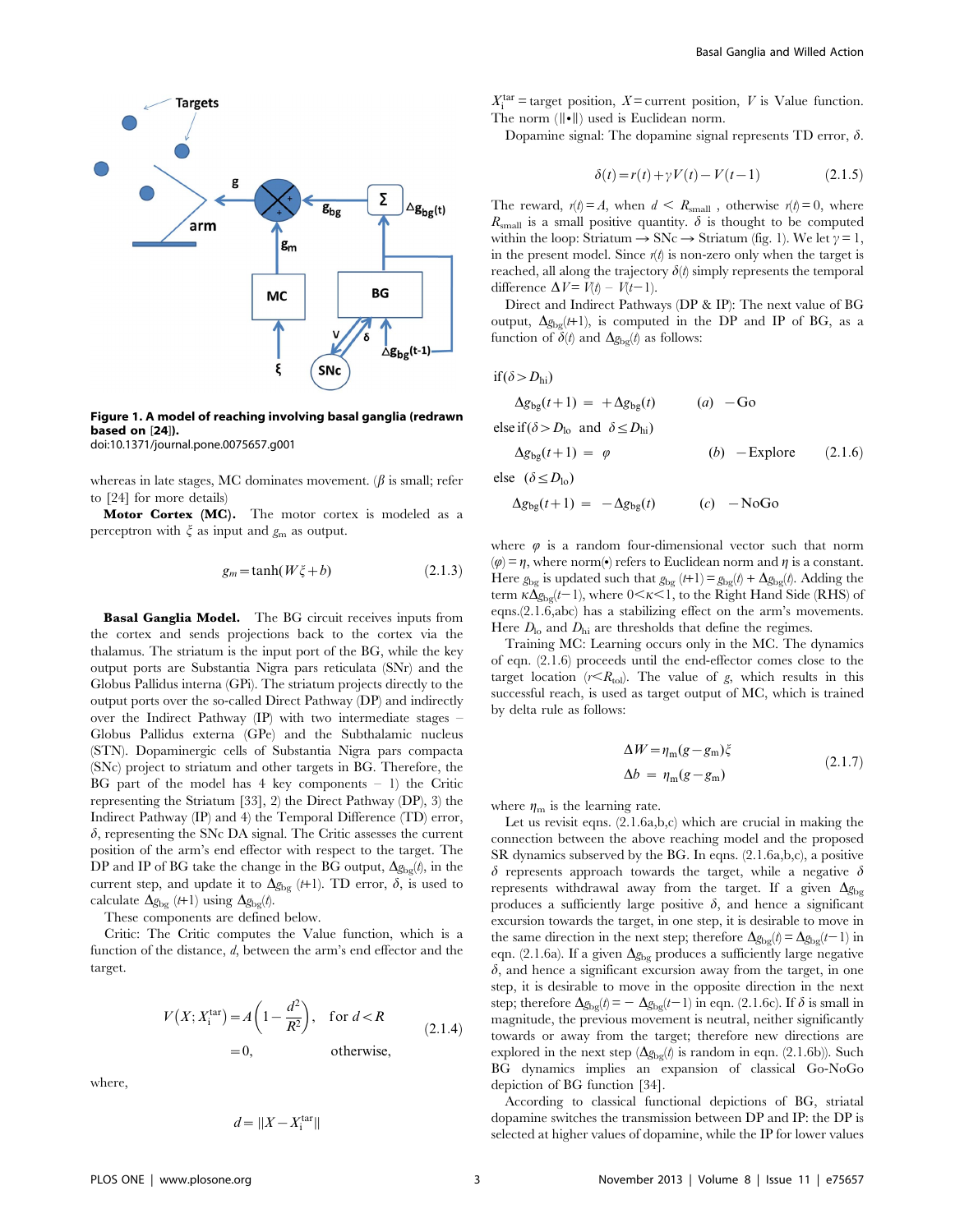**Figure 1. A model of reaching involving basal ganglia (redrawn based on [24]).**
doi:10.1371/journal.pone.0075657.g001

whereas in late stages, MC dominates movement. ($\beta$ is small; refer to [24] for more details)

**Motor Cortex (MC).** The motor cortex is modeled as a perceptron with $\xi$ as input and $g_m$ as output.

$$g_m = \tanh(W\xi + b) \tag{2.1.3}$$

**Basal Ganglia Model.** The BG circuit receives inputs from the cortex and sends projections back to the cortex via the thalamus. The striatum is the input port of the BG, while the key output ports are Substantia Nigra pars reticulata (SNr) and the Globus Pallidus interna (GPi). The striatum projects directly to the output ports over the so-called Direct Pathway (DP) and indirectly over the Indirect Pathway (IP) with two intermediate stages – Globus Pallidus externa (GPe) and the Subthalamic nucleus (STN). Dopaminergic cells of Substantia Nigra pars compacta (SNc) project to striatum and other targets in BG. Therefore, the BG part of the model has 4 key components – 1) the Critic representing the Striatum [33], 2) the Direct Pathway (DP), 3) the Indirect Pathway (IP) and 4) the Temporal Difference (TD) error, $\delta$, representing the SNc DA signal. The Critic assesses the current position of the arm's end effector with respect to the target. The DP and IP of BG take the change in the BG output, $\Delta g_{bg}(t)$, in the current step, and update it to $\Delta g_{bg}(t+1)$. TD error, $\delta$, is used to calculate $\Delta g_{bg}(t+1)$ using $\Delta g_{bg}(t)$.

These components are defined below.

Critic: The Critic computes the Value function, which is a function of the distance, $d$, between the arm's end effector and the target.

$$V(X; X_i^{tar}) = A\left(1 - \frac{d^2}{R^2}\right), \quad \text{for } d < R$$
$$= 0, \quad \text{otherwise,} \tag{2.1.4}$$

where,

$$d = \|X - X_i^{tar}\|$$

$X_i^{tar}$ = target position, $X$ = current position, $V$ is Value function. The norm ($\|\bullet\|$) used is Euclidean norm.

Dopamine signal: The dopamine signal represents TD error, $\delta$.

$$\delta(t) = r(t) + \gamma V(t) - V(t-1) \tag{2.1.5}$$

The reward, $r(t) = A$, when $d < R_{small}$, otherwise $r(t) = 0$, where $R_{small}$ is a small positive quantity. $\delta$ is thought to be computed within the loop: Striatum $\rightarrow$ SNc $\rightarrow$ Striatum (fig. 1). We let $\gamma = 1$, in the present model. Since $r(t)$ is non-zero only when the target is reached, all along the trajectory $\delta(t)$ simply represents the temporal difference $\Delta V = V(t) - V(t-1)$.

Direct and Indirect Pathways (DP & IP): The next value of BG output, $\Delta g_{bg}(t+1)$, is computed in the DP and IP of BG, as a function of $\delta(t)$ and $\Delta g_{bg}(t)$ as follows:

$$\begin{aligned}
&\text{if}(\delta > D_{hi}) \\
&\quad \Delta g_{bg}(t+1) = +\Delta g_{bg}(t) \qquad (a) \quad -\text{Go} \\
&\text{else if}(\delta > D_{lo} \text{ and } \delta \le D_{hi}) \\
&\quad \Delta g_{bg}(t+1) = \varphi \qquad (b) \quad -\text{Explore} \\
&\text{else } (\delta \le D_{lo}) \\
&\quad \Delta g_{bg}(t+1) = -\Delta g_{bg}(t) \qquad (c) \quad -\text{NoGo}
\end{aligned} \tag{2.1.6}$$

where $\varphi$ is a random four-dimensional vector such that norm $(\varphi) = \eta$, where norm($\bullet$) refers to Euclidean norm and $\eta$ is a constant. Here $g_{bg}$ is updated such that $g_{bg}(t+1) = g_{bg}(t) + \Delta g_{bg}(t)$. Adding the term $\kappa\Delta g_{bg}(t-1)$, where $0<\kappa<1$, to the Right Hand Side (RHS) of eqns.(2.1.6,abc) has a stabilizing effect on the arm's movements. Here $D_{lo}$ and $D_{hi}$ are thresholds that define the regimes.

Training MC: Learning occurs only in the MC. The dynamics of eqn. (2.1.6) proceeds until the end-effector comes close to the target location ($r<R_{tol}$). The value of $g$, which results in this successful reach, is used as target output of MC, which is trained by delta rule as follows:

$$\begin{aligned}
\Delta W &= \eta_m (g - g_m)\xi \\
\Delta b &= \eta_m (g - g_m)
\end{aligned} \tag{2.1.7}$$

where $\eta_m$ is the learning rate.

Let us revisit eqns. (2.1.6a,b,c) which are crucial in making the connection between the above reaching model and the proposed SR dynamics subserved by the BG. In eqns. (2.1.6a,b,c), a positive $\delta$ represents approach towards the target, while a negative $\delta$ represents withdrawal away from the target. If a given $\Delta g_{bg}$ produces a sufficiently large positive $\delta$, and hence a significant excursion towards the target, in one step, it is desirable to move in the same direction in the next step; therefore $\Delta g_{bg}(t) = \Delta g_{bg}(t-1)$ in eqn. (2.1.6a). If a given $\Delta g_{bg}$ produces a sufficiently large negative $\delta$, and hence a significant excursion away from the target, in one step, it is desirable to move in the opposite direction in the next step; therefore $\Delta g_{bg}(t) = -\Delta g_{bg}(t-1)$ in eqn. (2.1.6c). If $\delta$ is small in magnitude, the previous movement is neutral, neither significantly towards or away from the target; therefore new directions are explored in the next step ($\Delta g_{bg}(t)$ is random in eqn. (2.1.6b)). Such BG dynamics implies an expansion of classical Go-NoGo depiction of BG function [34].

According to classical functional depictions of BG, striatal dopamine switches the transmission between DP and IP: the DP is selected at higher values of dopamine, while the IP for lower values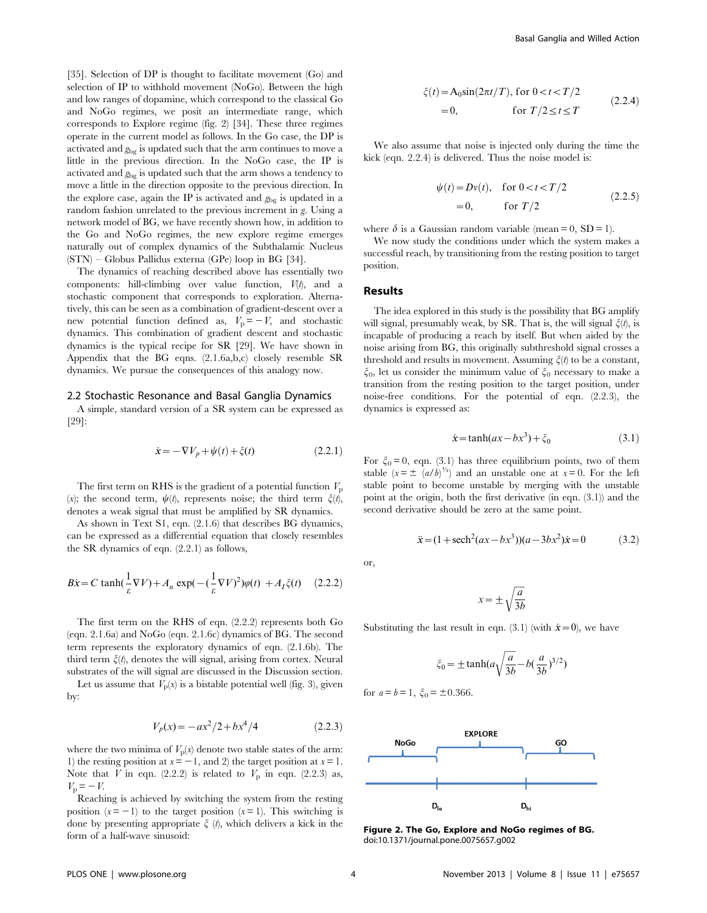[35]. Selection of DP is thought to facilitate movement (Go) and selection of IP to withhold movement (NoGo). Between the high and low ranges of dopamine, which correspond to the classical Go and NoGo regimes, we posit an intermediate range, which corresponds to Explore regime (fig. 2) [34]. These three regimes operate in the current model as follows. In the Go case, the DP is activated and $g_{bg}$ is updated such that the arm continues to move a little in the previous direction. In the NoGo case, the IP is activated and $g_{bg}$ is updated such that the arm shows a tendency to move a little in the direction opposite to the previous direction. In the explore case, again the IP is activated and $g_{bg}$ is updated in a random fashion unrelated to the previous increment in *g*. Using a network model of BG, we have recently shown how, in addition to the Go and NoGo regimes, the new explore regime emerges naturally out of complex dynamics of the Subthalamic Nucleus (STN) – Globus Pallidus externa (GPe) loop in BG [34].

The dynamics of reaching described above has essentially two components: hill-climbing over value function, $V(t)$, and a stochastic component that corresponds to exploration. Alternatively, this can be seen as a combination of gradient-descent over a new potential function defined as, $V_p = -V$, and stochastic dynamics. This combination of gradient descent and stochastic dynamics is the typical recipe for SR [29]. We have shown in Appendix that the BG eqns. (2.1.6a,b,c) closely resemble SR dynamics. We pursue the consequences of this analogy now.

## 2.2 Stochastic Resonance and Basal Ganglia Dynamics

A simple, standard version of a SR system can be expressed as [29]:

$$\dot{x} = -\nabla V_p + \psi(t) + \xi(t) \tag{2.2.1}$$

The first term on RHS is the gradient of a potential function $V_p(x)$; the second term, $\psi(t)$, represents noise; the third term $\xi(t)$, denotes a weak signal that must be amplified by SR dynamics.

As shown in Text S1, eqn. (2.1.6) that describes BG dynamics, can be expressed as a differential equation that closely resembles the SR dynamics of eqn. (2.2.1) as follows,

$$B\dot{x} = C\tanh\left(\frac{1}{\varepsilon}\nabla V\right) + A_n \exp\left(-\left(\frac{1}{\varepsilon}\nabla V\right)^2\right)\varphi(t) + A_I\xi(t) \tag{2.2.2}$$

The first term on the RHS of eqn. (2.2.2) represents both Go (eqn. 2.1.6a) and NoGo (eqn. 2.1.6c) dynamics of BG. The second term represents the exploratory dynamics of eqn. (2.1.6b). The third term $\xi(t)$, denotes the will signal, arising from cortex. Neural substrates of the will signal are discussed in the Discussion section.

Let us assume that $V_p(x)$ is a bistable potential well (fig. 3), given by:

$$V_p(x) = -ax^2/2 + bx^4/4 \tag{2.2.3}$$

where the two minima of $V_p(x)$ denote two stable states of the arm: 1) the resting position at $x = -1$, and 2) the target position at $x = 1$. Note that $V$ in eqn. (2.2.2) is related to $V_p$ in eqn. (2.2.3) as, $V_p = -V$.

Reaching is achieved by switching the system from the resting position ($x = -1$) to the target position ($x = 1$). This switching is done by presenting appropriate $\xi(t)$, which delivers a kick in the form of a half-wave sinusoid:

$$\begin{aligned} \xi(t) &= A_0 \sin(2\pi t/T), \text{ for } 0 < t < T/2 \\ &= 0, \qquad\qquad\qquad \text{for } T/2 \le t \le T \end{aligned} \tag{2.2.4}$$

We also assume that noise is injected only during the time the kick (eqn. 2.2.4) is delivered. Thus the noise model is:

$$\begin{aligned} \psi(t) &= D\nu(t), \quad \text{for } 0 < t < T/2 \\ &= 0, \qquad\quad \text{for } T/2 \end{aligned} \tag{2.2.5}$$

where $\delta$ is a Gaussian random variable (mean = 0, SD = 1).

We now study the conditions under which the system makes a successful reach, by transitioning from the resting position to target position.

## Results

The idea explored in this study is the possibility that BG amplify will signal, presumably weak, by SR. That is, the will signal $\xi(t)$, is incapable of producing a reach by itself. But when aided by the noise arising from BG, this originally subthreshold signal crosses a threshold and results in movement. Assuming $\xi(t)$ to be a constant, $\xi_0$, let us consider the minimum value of $\xi_0$ necessary to make a transition from the resting position to the target position, under noise-free conditions. For the potential of eqn. (2.2.3), the dynamics is expressed as:

$$\dot{x} = \tanh(ax - bx^3) + \xi_0 \tag{3.1}$$

For $\xi_0 = 0$, eqn. (3.1) has three equilibrium points, two of them stable ($x = \pm\ (a/b)^{1/2}$) and an unstable one at $x = 0$. For the left stable point to become unstable by merging with the unstable point at the origin, both the first derivative (in eqn. (3.1)) and the second derivative should be zero at the same point.

$$\ddot{x} = (1 + \mathrm{sech}^2(ax - bx^3))(a - 3bx^2)\dot{x} = 0 \tag{3.2}$$

or,

$$x = \pm\sqrt{\frac{a}{3b}}$$

Substituting the last result in eqn. (3.1) (with $\dot{x} = 0$), we have

$$\xi_0 = \pm\tanh\left(a\sqrt{\frac{a}{3b}} - b\left(\frac{a}{3b}\right)^{3/2}\right)$$

for $a = b = 1$, $\xi_0 = \pm 0.366$.

NoGo | EXPLORE | GO — $D_{lo}$, $D_{hi}$

**Figure 2. The Go, Explore and NoGo regimes of BG.**
doi:10.1371/journal.pone.0075657.g002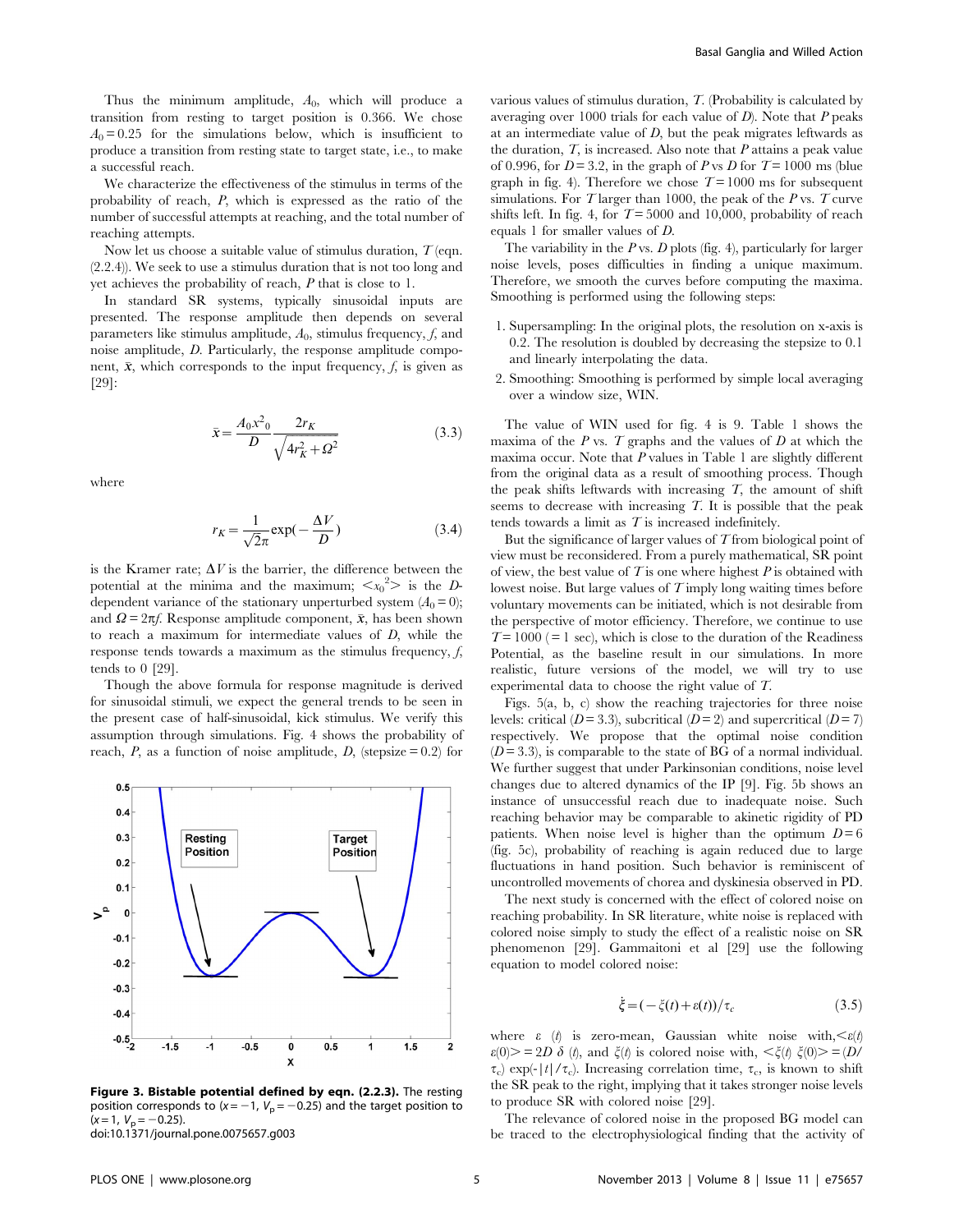Thus the minimum amplitude, $A_0$, which will produce a transition from resting to target position is 0.366. We chose $A_0 = 0.25$ for the simulations below, which is insufficient to produce a transition from resting state to target state, i.e., to make a successful reach.

We characterize the effectiveness of the stimulus in terms of the probability of reach, *P*, which is expressed as the ratio of the number of successful attempts at reaching, and the total number of reaching attempts.

Now let us choose a suitable value of stimulus duration, *T* (eqn. (2.2.4)). We seek to use a stimulus duration that is not too long and yet achieves the probability of reach, *P* that is close to 1.

In standard SR systems, typically sinusoidal inputs are presented. The response amplitude then depends on several parameters like stimulus amplitude, $A_0$, stimulus frequency, *f*, and noise amplitude, *D*. Particularly, the response amplitude component, $\bar{x}$, which corresponds to the input frequency, *f*, is given as [29]:

$$\bar{x} = \frac{A_0 x^2{}_0}{D} \frac{2r_K}{\sqrt{4r_K^2 + \Omega^2}} \tag{3.3}$$

where

$$r_K = \frac{1}{\sqrt{2}\pi} \exp(-\frac{\Delta V}{D}) \tag{3.4}$$

is the Kramer rate; $\Delta V$ is the barrier, the difference between the potential at the minima and the maximum; $<x_0{}^2>$ is the *D*-dependent variance of the stationary unperturbed system ($A_0 = 0$); and $\Omega = 2\pi f$. Response amplitude component, $\bar{x}$, has been shown to reach a maximum for intermediate values of *D*, while the response tends towards a maximum as the stimulus frequency, *f*, tends to 0 [29].

Though the above formula for response magnitude is derived for sinusoidal stimuli, we expect the general trends to be seen in the present case of half-sinusoidal, kick stimulus. We verify this assumption through simulations. Fig. 4 shows the probability of reach, *P*, as a function of noise amplitude, *D*, (stepsize = 0.2) for various values of stimulus duration, *T*. (Probability is calculated by averaging over 1000 trials for each value of *D*). Note that *P* peaks at an intermediate value of *D*, but the peak migrates leftwards as the duration, *T*, is increased. Also note that *P* attains a peak value of 0.996, for *D* = 3.2, in the graph of *P* vs *D* for *T* = 1000 ms (blue graph in fig. 4). Therefore we chose *T* = 1000 ms for subsequent simulations. For *T* larger than 1000, the peak of the *P* vs. *T* curve shifts left. In fig. 4, for *T* = 5000 and 10,000, probability of reach equals 1 for smaller values of *D*.

**Figure 3. Bistable potential defined by eqn. (2.2.3).** The resting position corresponds to ($x = -1$, $V_p = -0.25$) and the target position to ($x = 1$, $V_p = -0.25$).
doi:10.1371/journal.pone.0075657.g003

The variability in the *P* vs. *D* plots (fig. 4), particularly for larger noise levels, poses difficulties in finding a unique maximum. Therefore, we smooth the curves before computing the maxima. Smoothing is performed using the following steps:

1. Supersampling: In the original plots, the resolution on x-axis is 0.2. The resolution is doubled by decreasing the stepsize to 0.1 and linearly interpolating the data.
2. Smoothing: Smoothing is performed by simple local averaging over a window size, WIN.

The value of WIN used for fig. 4 is 9. Table 1 shows the maxima of the *P* vs. *T* graphs and the values of *D* at which the maxima occur. Note that *P* values in Table 1 are slightly different from the original data as a result of smoothing process. Though the peak shifts leftwards with increasing *T*, the amount of shift seems to decrease with increasing *T*. It is possible that the peak tends towards a limit as *T* is increased indefinitely.

But the significance of larger values of *T* from biological point of view must be reconsidered. From a purely mathematical, SR point of view, the best value of *T* is one where highest *P* is obtained with lowest noise. But large values of *T* imply long waiting times before voluntary movements can be initiated, which is not desirable from the perspective of motor efficiency. Therefore, we continue to use *T* = 1000 (= 1 sec), which is close to the duration of the Readiness Potential, as the baseline result in our simulations. In more realistic, future versions of the model, we will try to use experimental data to choose the right value of *T*.

Figs. 5(a, b, c) show the reaching trajectories for three noise levels: critical (*D* = 3.3), subcritical (*D* = 2) and supercritical (*D* = 7) respectively. We propose that the optimal noise condition (*D* = 3.3), is comparable to the state of BG of a normal individual. We further suggest that under Parkinsonian conditions, noise level changes due to altered dynamics of the IP [9]. Fig. 5b shows an instance of unsuccessful reach due to inadequate noise. Such reaching behavior may be comparable to akinetic rigidity of PD patients. When noise level is higher than the optimum *D* = 6 (fig. 5c), probability of reaching is again reduced due to large fluctuations in hand position. Such behavior is reminiscent of uncontrolled movements of chorea and dyskinesia observed in PD.

The next study is concerned with the effect of colored noise on reaching probability. In SR literature, white noise is replaced with colored noise simply to study the effect of a realistic noise on SR phenomenon [29]. Gammaitoni et al [29] use the following equation to model colored noise:

$$\dot{\xi} = (-\xi(t) + \varepsilon(t))/\tau_c \tag{3.5}$$

where $\varepsilon$ (*t*) is zero-mean, Gaussian white noise with, $<\varepsilon(t)\,\varepsilon(0)> = 2D\,\delta$ (*t*), and $\xi(t)$ is colored noise with, $<\xi(t)\,\xi(0)> = (D/\tau_c)\exp(-|t|/\tau_c)$. Increasing correlation time, $\tau_c$, is known to shift the SR peak to the right, implying that it takes stronger noise levels to produce SR with colored noise [29].

The relevance of colored noise in the proposed BG model can be traced to the electrophysiological finding that the activity of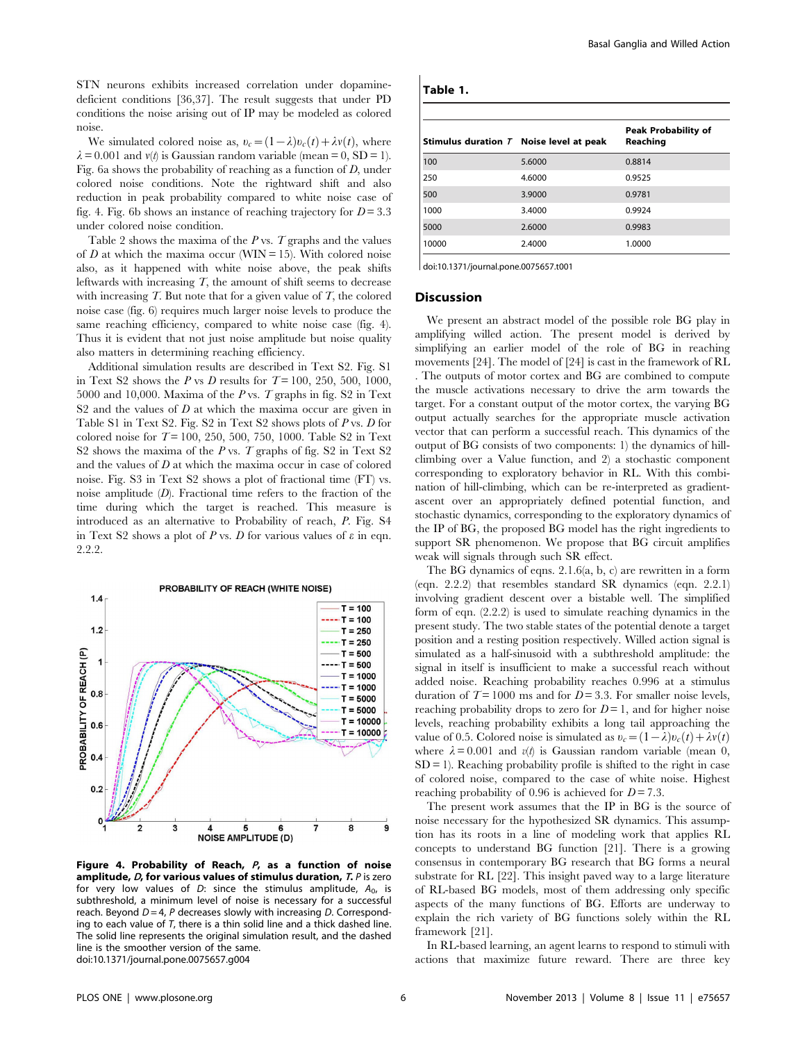STN neurons exhibits increased correlation under dopamine-deficient conditions [36,37]. The result suggests that under PD conditions the noise arising out of IP may be modeled as colored noise.

We simulated colored noise as, $\upsilon_c = (1-\lambda)\upsilon_c(t) + \lambda v(t)$, where $\lambda = 0.001$ and $v(t)$ is Gaussian random variable (mean = 0, SD = 1). Fig. 6a shows the probability of reaching as a function of $D$, under colored noise conditions. Note the rightward shift and also reduction in peak probability compared to white noise case of fig. 4. Fig. 6b shows an instance of reaching trajectory for $D = 3.3$ under colored noise condition.

Table 2 shows the maxima of the $P$ vs. $T$ graphs and the values of $D$ at which the maxima occur (WIN = 15). With colored noise also, as it happened with white noise above, the peak shifts leftwards with increasing $T$, the amount of shift seems to decrease with increasing $T$. But note that for a given value of $T$, the colored noise case (fig. 6) requires much larger noise levels to produce the same reaching efficiency, compared to white noise case (fig. 4). Thus it is evident that not just noise amplitude but noise quality also matters in determining reaching efficiency.

Additional simulation results are described in Text S2. Fig. S1 in Text S2 shows the $P$ vs $D$ results for $T = 100$, 250, 500, 1000, 5000 and 10,000. Maxima of the $P$ vs. $T$ graphs in fig. S2 in Text S2 and the values of $D$ at which the maxima occur are given in Table S1 in Text S2. Fig. S2 in Text S2 shows plots of $P$ vs. $D$ for colored noise for $T = 100$, 250, 500, 750, 1000. Table S2 in Text S2 shows the maxima of the $P$ vs. $T$ graphs of fig. S2 in Text S2 and the values of $D$ at which the maxima occur in case of colored noise. Fig. S3 in Text S2 shows a plot of fractional time (FT) vs. noise amplitude ($D$). Fractional time refers to the fraction of the time during which the target is reached. This measure is introduced as an alternative to Probability of reach, $P$. Fig. S4 in Text S2 shows a plot of $P$ vs. $D$ for various values of $\varepsilon$ in eqn. 2.2.2.

**Figure 4. Probability of Reach, *P*, as a function of noise amplitude, *D*, for various values of stimulus duration, *T*.** *P* is zero for very low values of *D*: since the stimulus amplitude, $A_0$, is subthreshold, a minimum level of noise is necessary for a successful reach. Beyond $D = 4$, *P* decreases slowly with increasing *D*. Corresponding to each value of *T*, there is a thin solid line and a thick dashed line. The solid line represents the original simulation result, and the dashed line is the smoother version of the same.
doi:10.1371/journal.pone.0075657.g004

**Table 1.**

| Stimulus duration $T$ | Noise level at peak | Peak Probability of Reaching |
|---|---|---|
| 100 | 5.6000 | 0.8814 |
| 250 | 4.6000 | 0.9525 |
| 500 | 3.9000 | 0.9781 |
| 1000 | 3.4000 | 0.9924 |
| 5000 | 2.6000 | 0.9983 |
| 10000 | 2.4000 | 1.0000 |

doi:10.1371/journal.pone.0075657.t001

## Discussion

We present an abstract model of the possible role BG play in amplifying willed action. The present model is derived by simplifying an earlier model of the role of BG in reaching movements [24]. The model of [24] is cast in the framework of RL . The outputs of motor cortex and BG are combined to compute the muscle activations necessary to drive the arm towards the target. For a constant output of the motor cortex, the varying BG output actually searches for the appropriate muscle activation vector that can perform a successful reach. This dynamics of the output of BG consists of two components: 1) the dynamics of hill-climbing over a Value function, and 2) a stochastic component corresponding to exploratory behavior in RL. With this combination of hill-climbing, which can be re-interpreted as gradient-ascent over an appropriately defined potential function, and stochastic dynamics, corresponding to the exploratory dynamics of the IP of BG, the proposed BG model has the right ingredients to support SR phenomenon. We propose that BG circuit amplifies weak will signals through such SR effect.

The BG dynamics of eqns. 2.1.6(a, b, c) are rewritten in a form (eqn. 2.2.2) that resembles standard SR dynamics (eqn. 2.2.1) involving gradient descent over a bistable well. The simplified form of eqn. (2.2.2) is used to simulate reaching dynamics in the present study. The two stable states of the potential denote a target position and a resting position respectively. Willed action signal is simulated as a half-sinusoid with a subthreshold amplitude: the signal in itself is insufficient to make a successful reach without added noise. Reaching probability reaches 0.996 at a stimulus duration of $T = 1000$ ms and for $D = 3.3$. For smaller noise levels, reaching probability drops to zero for $D = 1$, and for higher noise levels, reaching probability exhibits a long tail approaching the value of 0.5. Colored noise is simulated as $\upsilon_c = (1-\lambda)\upsilon_c(t) + \lambda v(t)$ where $\lambda = 0.001$ and $v(t)$ is Gaussian random variable (mean 0, SD = 1). Reaching probability profile is shifted to the right in case of colored noise, compared to the case of white noise. Highest reaching probability of 0.96 is achieved for $D = 7.3$.

The present work assumes that the IP in BG is the source of noise necessary for the hypothesized SR dynamics. This assumption has its roots in a line of modeling work that applies RL concepts to understand BG function [21]. There is a growing consensus in contemporary BG research that BG forms a neural substrate for RL [22]. This insight paved way to a large literature of RL-based BG models, most of them addressing only specific aspects of the many functions of BG. Efforts are underway to explain the rich variety of BG functions solely within the RL framework [21].

In RL-based learning, an agent learns to respond to stimuli with actions that maximize future reward. There are three key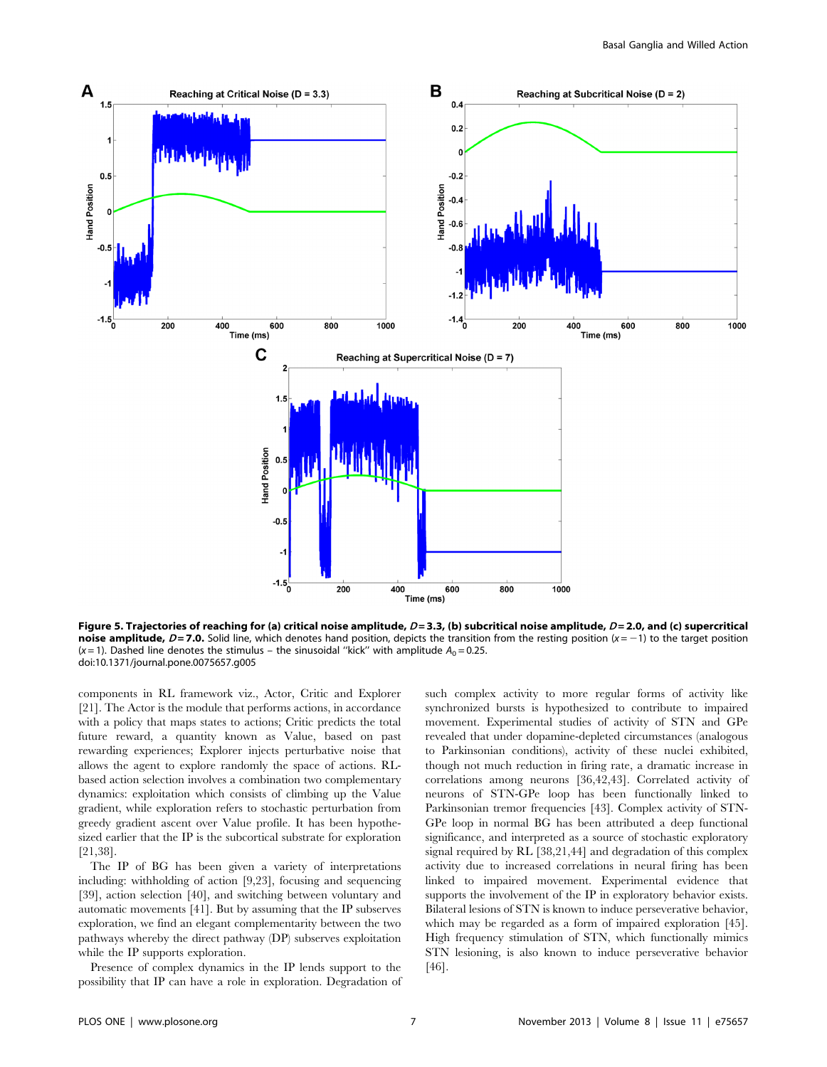**Figure 5. Trajectories of reaching for (a) critical noise amplitude, $D = 3.3$, (b) subcritical noise amplitude, $D = 2.0$, and (c) supercritical noise amplitude, $D = 7.0$.** Solid line, which denotes hand position, depicts the transition from the resting position ($x = -1$) to the target position ($x = 1$). Dashed line denotes the stimulus – the sinusoidal "kick" with amplitude $A_0 = 0.25$.
doi:10.1371/journal.pone.0075657.g005

components in RL framework viz., Actor, Critic and Explorer [21]. The Actor is the module that performs actions, in accordance with a policy that maps states to actions; Critic predicts the total future reward, a quantity known as Value, based on past rewarding experiences; Explorer injects perturbative noise that allows the agent to explore randomly the space of actions. RL-based action selection involves a combination two complementary dynamics: exploitation which consists of climbing up the Value gradient, while exploration refers to stochastic perturbation from greedy gradient ascent over Value profile. It has been hypothesized earlier that the IP is the subcortical substrate for exploration [21,38].

The IP of BG has been given a variety of interpretations including: withholding of action [9,23], focusing and sequencing [39], action selection [40], and switching between voluntary and automatic movements [41]. But by assuming that the IP subserves exploration, we find an elegant complementarity between the two pathways whereby the direct pathway (DP) subserves exploitation while the IP supports exploration.

Presence of complex dynamics in the IP lends support to the possibility that IP can have a role in exploration. Degradation of such complex activity to more regular forms of activity like synchronized bursts is hypothesized to contribute to impaired movement. Experimental studies of activity of STN and GPe revealed that under dopamine-depleted circumstances (analogous to Parkinsonian conditions), activity of these nuclei exhibited, though not much reduction in firing rate, a dramatic increase in correlations among neurons [36,42,43]. Correlated activity of neurons of STN-GPe loop has been functionally linked to Parkinsonian tremor frequencies [43]. Complex activity of STN-GPe loop in normal BG has been attributed a deep functional significance, and interpreted as a source of stochastic exploratory signal required by RL [38,21,44] and degradation of this complex activity due to increased correlations in neural firing has been linked to impaired movement. Experimental evidence that supports the involvement of the IP in exploratory behavior exists. Bilateral lesions of STN is known to induce perseverative behavior, which may be regarded as a form of impaired exploration [45]. High frequency stimulation of STN, which functionally mimics STN lesioning, is also known to induce perseverative behavior [46].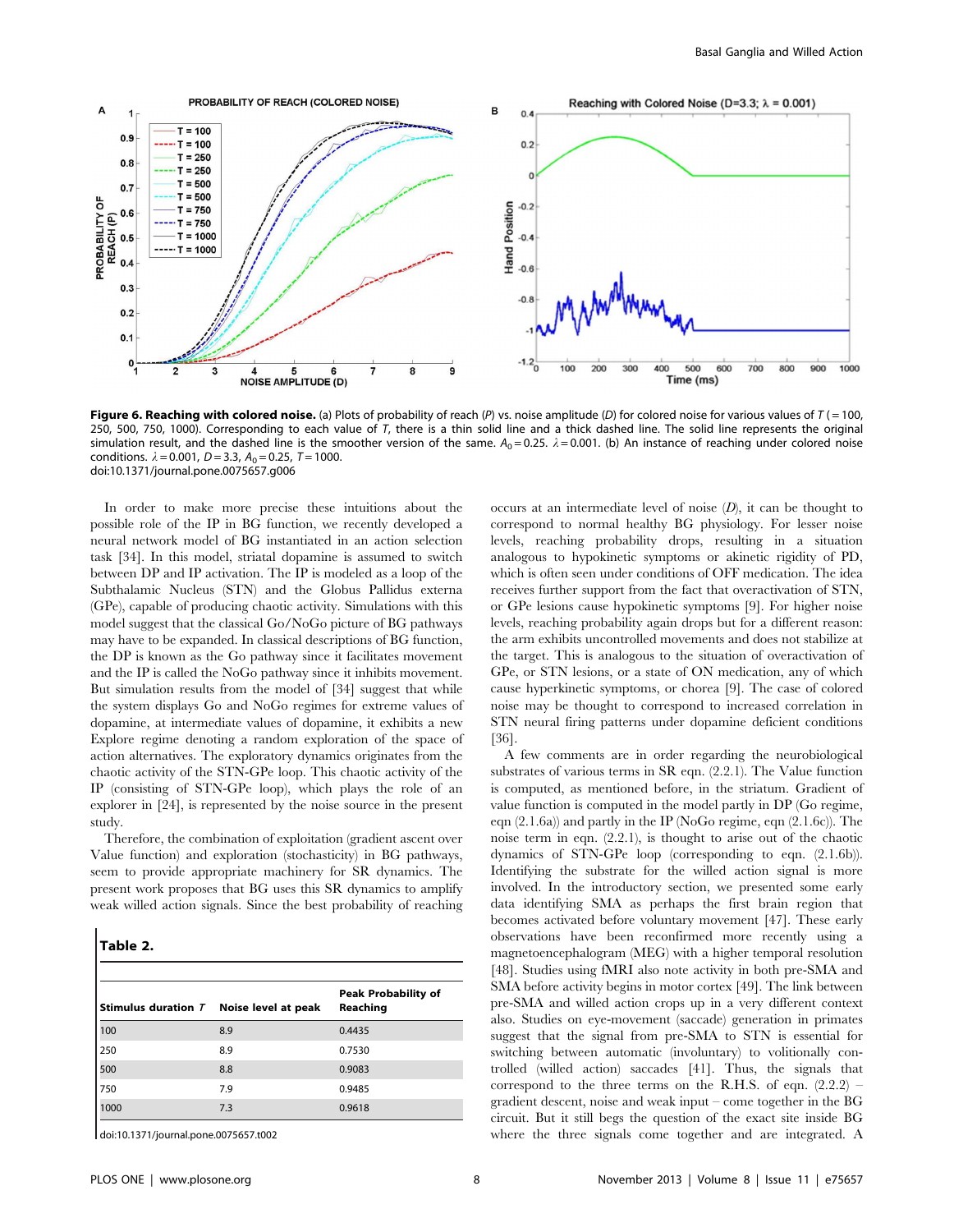**Figure 6. Reaching with colored noise.** (a) Plots of probability of reach ($P$) vs. noise amplitude ($D$) for colored noise for various values of $T$ (=100, 250, 500, 750, 1000). Corresponding to each value of $T$, there is a thin solid line and a thick dashed line. The solid line represents the original simulation result, and the dashed line is the smoother version of the same. $A_0 = 0.25$. $\lambda = 0.001$. (b) An instance of reaching under colored noise conditions. $\lambda = 0.001$, $D = 3.3$, $A_0 = 0.25$, $T = 1000$.
doi:10.1371/journal.pone.0075657.g006

In order to make more precise these intuitions about the possible role of the IP in BG function, we recently developed a neural network model of BG instantiated in an action selection task [34]. In this model, striatal dopamine is assumed to switch between DP and IP activation. The IP is modeled as a loop of the Subthalamic Nucleus (STN) and the Globus Pallidus externa (GPe), capable of producing chaotic activity. Simulations with this model suggest that the classical Go/NoGo picture of BG pathways may have to be expanded. In classical descriptions of BG function, the DP is known as the Go pathway since it facilitates movement and the IP is called the NoGo pathway since it inhibits movement. But simulation results from the model of [34] suggest that while the system displays Go and NoGo regimes for extreme values of dopamine, at intermediate values of dopamine, it exhibits a new Explore regime denoting a random exploration of the space of action alternatives. The exploratory dynamics originates from the chaotic activity of the STN-GPe loop. This chaotic activity of the IP (consisting of STN-GPe loop), which plays the role of an explorer in [24], is represented by the noise source in the present study.

Therefore, the combination of exploitation (gradient ascent over Value function) and exploration (stochasticity) in BG pathways, seem to provide appropriate machinery for SR dynamics. The present work proposes that BG uses this SR dynamics to amplify weak willed action signals. Since the best probability of reaching occurs at an intermediate level of noise ($D$), it can be thought to correspond to normal healthy BG physiology. For lesser noise levels, reaching probability drops, resulting in a situation analogous to hypokinetic symptoms or akinetic rigidity of PD, which is often seen under conditions of OFF medication. The idea receives further support from the fact that overactivation of STN, or GPe lesions cause hypokinetic symptoms [9]. For higher noise levels, reaching probability again drops but for a different reason: the arm exhibits uncontrolled movements and does not stabilize at the target. This is analogous to the situation of overactivation of GPe, or STN lesions, or a state of ON medication, any of which cause hyperkinetic symptoms, or chorea [9]. The case of colored noise may be thought to correspond to increased correlation in STN neural firing patterns under dopamine deficient conditions [36].

A few comments are in order regarding the neurobiological substrates of various terms in SR eqn. (2.2.1). The Value function is computed, as mentioned before, in the striatum. Gradient of value function is computed in the model partly in DP (Go regime, eqn (2.1.6a)) and partly in the IP (NoGo regime, eqn (2.1.6c)). The noise term in eqn. (2.2.1), is thought to arise out of the chaotic dynamics of STN-GPe loop (corresponding to eqn. (2.1.6b)). Identifying the substrate for the willed action signal is more involved. In the introductory section, we presented some early data identifying SMA as perhaps the first brain region that becomes activated before voluntary movement [47]. These early observations have been reconfirmed more recently using a magnetoencephalogram (MEG) with a higher temporal resolution [48]. Studies using fMRI also note activity in both pre-SMA and SMA before activity begins in motor cortex [49]. The link between pre-SMA and willed action crops up in a very different context also. Studies on eye-movement (saccade) generation in primates suggest that the signal from pre-SMA to STN is essential for switching between automatic (involuntary) to volitionally controlled (willed action) saccades [41]. Thus, the signals that correspond to the three terms on the R.H.S. of eqn. (2.2.2) – gradient descent, noise and weak input – come together in the BG circuit. But it still begs the question of the exact site inside BG where the three signals come together and are integrated. A

**Table 2.**

| Stimulus duration $T$ | Noise level at peak | Peak Probability of Reaching |
|---|---|---|
| 100 | 8.9 | 0.4435 |
| 250 | 8.9 | 0.7530 |
| 500 | 8.8 | 0.9083 |
| 750 | 7.9 | 0.9485 |
| 1000 | 7.3 | 0.9618 |

doi:10.1371/journal.pone.0075657.t002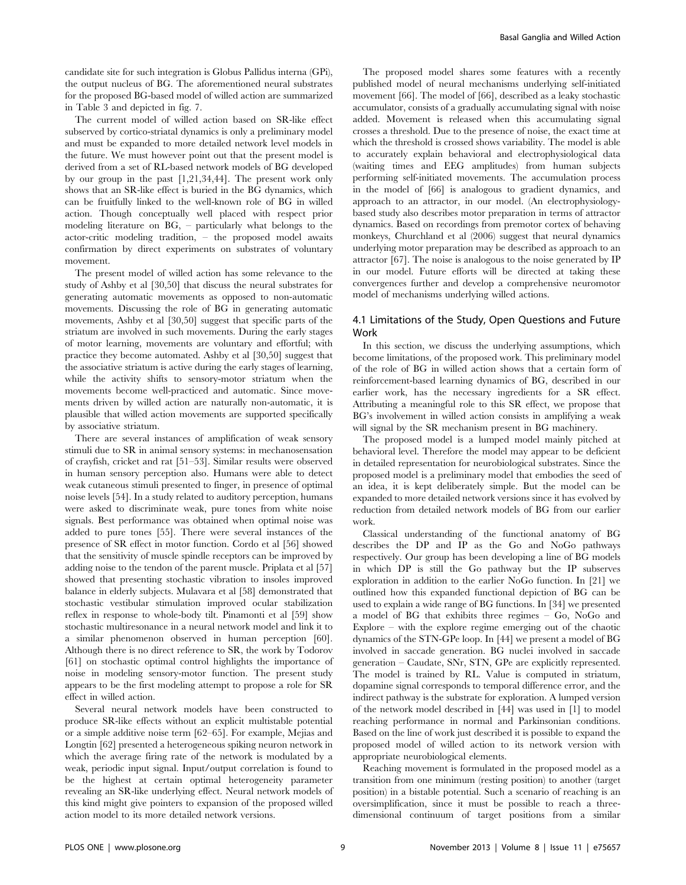candidate site for such integration is Globus Pallidus interna (GPi), the output nucleus of BG. The aforementioned neural substrates for the proposed BG-based model of willed action are summarized in Table 3 and depicted in fig. 7.

The current model of willed action based on SR-like effect subserved by cortico-striatal dynamics is only a preliminary model and must be expanded to more detailed network level models in the future. We must however point out that the present model is derived from a set of RL-based network models of BG developed by our group in the past [1,21,34,44]. The present work only shows that an SR-like effect is buried in the BG dynamics, which can be fruitfully linked to the well-known role of BG in willed action. Though conceptually well placed with respect prior modeling literature on BG, – particularly what belongs to the actor-critic modeling tradition, – the proposed model awaits confirmation by direct experiments on substrates of voluntary movement.

The present model of willed action has some relevance to the study of Ashby et al [30,50] that discuss the neural substrates for generating automatic movements as opposed to non-automatic movements. Discussing the role of BG in generating automatic movements, Ashby et al [30,50] suggest that specific parts of the striatum are involved in such movements. During the early stages of motor learning, movements are voluntary and effortful; with practice they become automated. Ashby et al [30,50] suggest that the associative striatum is active during the early stages of learning, while the activity shifts to sensory-motor striatum when the movements become well-practiced and automatic. Since movements driven by willed action are naturally non-automatic, it is plausible that willed action movements are supported specifically by associative striatum.

There are several instances of amplification of weak sensory stimuli due to SR in animal sensory systems: in mechanosensation of crayfish, cricket and rat [51–53]. Similar results were observed in human sensory perception also. Humans were able to detect weak cutaneous stimuli presented to finger, in presence of optimal noise levels [54]. In a study related to auditory perception, humans were asked to discriminate weak, pure tones from white noise signals. Best performance was obtained when optimal noise was added to pure tones [55]. There were several instances of the presence of SR effect in motor function. Cordo et al [56] showed that the sensitivity of muscle spindle receptors can be improved by adding noise to the tendon of the parent muscle. Priplata et al [57] showed that presenting stochastic vibration to insoles improved balance in elderly subjects. Mulavara et al [58] demonstrated that stochastic vestibular stimulation improved ocular stabilization reflex in response to whole-body tilt. Pinamonti et al [59] show stochastic multiresonance in a neural network model and link it to a similar phenomenon observed in human perception [60]. Although there is no direct reference to SR, the work by Todorov [61] on stochastic optimal control highlights the importance of noise in modeling sensory-motor function. The present study appears to be the first modeling attempt to propose a role for SR effect in willed action.

Several neural network models have been constructed to produce SR-like effects without an explicit multistable potential or a simple additive noise term [62–65]. For example, Mejias and Longtin [62] presented a heterogeneous spiking neuron network in which the average firing rate of the network is modulated by a weak, periodic input signal. Input/output correlation is found to be the highest at certain optimal heterogeneity parameter revealing an SR-like underlying effect. Neural network models of this kind might give pointers to expansion of the proposed willed action model to its more detailed network versions.

The proposed model shares some features with a recently published model of neural mechanisms underlying self-initiated movement [66]. The model of [66], described as a leaky stochastic accumulator, consists of a gradually accumulating signal with noise added. Movement is released when this accumulating signal crosses a threshold. Due to the presence of noise, the exact time at which the threshold is crossed shows variability. The model is able to accurately explain behavioral and electrophysiological data (waiting times and EEG amplitudes) from human subjects performing self-initiated movements. The accumulation process in the model of [66] is analogous to gradient dynamics, and approach to an attractor, in our model. (An electrophysiology-based study also describes motor preparation in terms of attractor dynamics. Based on recordings from premotor cortex of behaving monkeys, Churchland et al (2006) suggest that neural dynamics underlying motor preparation may be described as approach to an attractor [67]. The noise is analogous to the noise generated by IP in our model. Future efforts will be directed at taking these convergences further and develop a comprehensive neuromotor model of mechanisms underlying willed actions.

## 4.1 Limitations of the Study, Open Questions and Future Work

In this section, we discuss the underlying assumptions, which become limitations, of the proposed work. This preliminary model of the role of BG in willed action shows that a certain form of reinforcement-based learning dynamics of BG, described in our earlier work, has the necessary ingredients for a SR effect. Attributing a meaningful role to this SR effect, we propose that BG's involvement in willed action consists in amplifying a weak will signal by the SR mechanism present in BG machinery.

The proposed model is a lumped model mainly pitched at behavioral level. Therefore the model may appear to be deficient in detailed representation for neurobiological substrates. Since the proposed model is a preliminary model that embodies the seed of an idea, it is kept deliberately simple. But the model can be expanded to more detailed network versions since it has evolved by reduction from detailed network models of BG from our earlier work.

Classical understanding of the functional anatomy of BG describes the DP and IP as the Go and NoGo pathways respectively. Our group has been developing a line of BG models in which DP is still the Go pathway but the IP subserves exploration in addition to the earlier NoGo function. In [21] we outlined how this expanded functional depiction of BG can be used to explain a wide range of BG functions. In [34] we presented a model of BG that exhibits three regimes – Go, NoGo and Explore – with the explore regime emerging out of the chaotic dynamics of the STN-GPe loop. In [44] we present a model of BG involved in saccade generation. BG nuclei involved in saccade generation – Caudate, SNr, STN, GPe are explicitly represented. The model is trained by RL. Value is computed in striatum, dopamine signal corresponds to temporal difference error, and the indirect pathway is the substrate for exploration. A lumped version of the network model described in [44] was used in [1] to model reaching performance in normal and Parkinsonian conditions. Based on the line of work just described it is possible to expand the proposed model of willed action to its network version with appropriate neurobiological elements.

Reaching movement is formulated in the proposed model as a transition from one minimum (resting position) to another (target position) in a bistable potential. Such a scenario of reaching is an oversimplification, since it must be possible to reach a three-dimensional continuum of target positions from a similar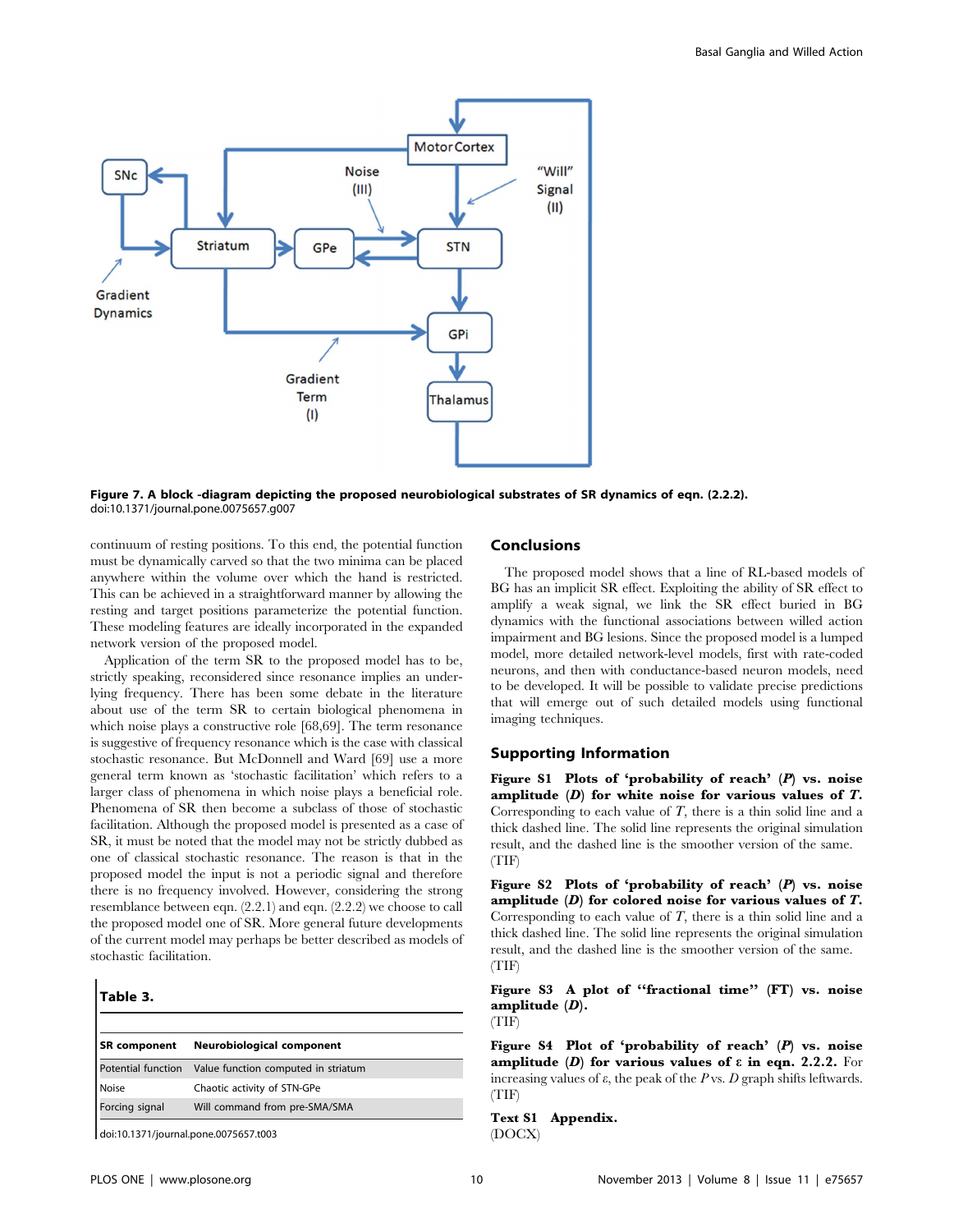**Figure 7. A block -diagram depicting the proposed neurobiological substrates of SR dynamics of eqn. (2.2.2).**
doi:10.1371/journal.pone.0075657.g007

continuum of resting positions. To this end, the potential function must be dynamically carved so that the two minima can be placed anywhere within the volume over which the hand is restricted. This can be achieved in a straightforward manner by allowing the resting and target positions parameterize the potential function. These modeling features are ideally incorporated in the expanded network version of the proposed model.

Application of the term SR to the proposed model has to be, strictly speaking, reconsidered since resonance implies an underlying frequency. There has been some debate in the literature about use of the term SR to certain biological phenomena in which noise plays a constructive role [68,69]. The term resonance is suggestive of frequency resonance which is the case with classical stochastic resonance. But McDonnell and Ward [69] use a more general term known as 'stochastic facilitation' which refers to a larger class of phenomena in which noise plays a beneficial role. Phenomena of SR then become a subclass of those of stochastic facilitation. Although the proposed model is presented as a case of SR, it must be noted that the model may not be strictly dubbed as one of classical stochastic resonance. The reason is that in the proposed model the input is not a periodic signal and therefore there is no frequency involved. However, considering the strong resemblance between eqn. (2.2.1) and eqn. (2.2.2) we choose to call the proposed model one of SR. More general future developments of the current model may perhaps be better described as models of stochastic facilitation.

**Table 3.**

| SR component | Neurobiological component |
|---|---|
| Potential function | Value function computed in striatum |
| Noise | Chaotic activity of STN-GPe |
| Forcing signal | Will command from pre-SMA/SMA |

doi:10.1371/journal.pone.0075657.t003

## Conclusions

The proposed model shows that a line of RL-based models of BG has an implicit SR effect. Exploiting the ability of SR effect to amplify a weak signal, we link the SR effect buried in BG dynamics with the functional associations between willed action impairment and BG lesions. Since the proposed model is a lumped model, more detailed network-level models, first with rate-coded neurons, and then with conductance-based neuron models, need to be developed. It will be possible to validate precise predictions that will emerge out of such detailed models using functional imaging techniques.

## Supporting Information

**Figure S1 Plots of 'probability of reach' (*P*) vs. noise amplitude (*D*) for white noise for various values of *T*.** Corresponding to each value of *T*, there is a thin solid line and a thick dashed line. The solid line represents the original simulation result, and the dashed line is the smoother version of the same.
(TIF)

**Figure S2 Plots of 'probability of reach' (*P*) vs. noise amplitude (*D*) for colored noise for various values of *T*.** Corresponding to each value of *T*, there is a thin solid line and a thick dashed line. The solid line represents the original simulation result, and the dashed line is the smoother version of the same.
(TIF)

**Figure S3 A plot of "fractional time" (FT) vs. noise amplitude (*D*).**
(TIF)

**Figure S4 Plot of 'probability of reach' (*P*) vs. noise amplitude (*D*) for various values of ε in eqn. 2.2.2.** For increasing values of ε, the peak of the *P* vs. *D* graph shifts leftwards.
(TIF)

**Text S1 Appendix.**
(DOCX)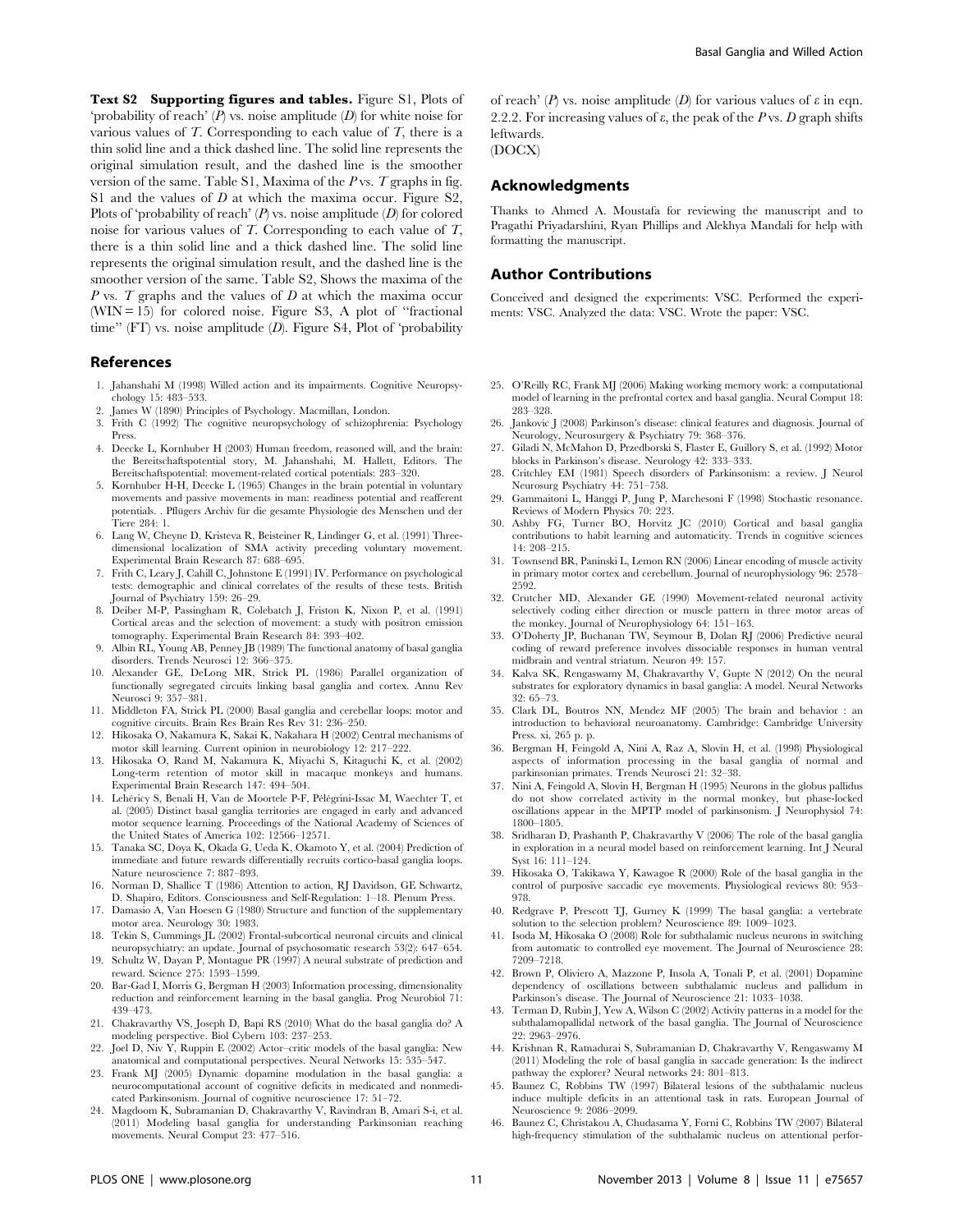**Text S2 Supporting figures and tables.** Figure S1, Plots of 'probability of reach' ($P$) vs. noise amplitude ($D$) for white noise for various values of $T$. Corresponding to each value of $T$, there is a thin solid line and a thick dashed line. The solid line represents the original simulation result, and the dashed line is the smoother version of the same. Table S1, Maxima of the $P$ vs. $T$ graphs in fig. S1 and the values of $D$ at which the maxima occur. Figure S2, Plots of 'probability of reach' ($P$) vs. noise amplitude ($D$) for colored noise for various values of $T$. Corresponding to each value of $T$, there is a thin solid line and a thick dashed line. The solid line represents the original simulation result, and the dashed line is the smoother version of the same. Table S2, Shows the maxima of the $P$ vs. $T$ graphs and the values of $D$ at which the maxima occur (WIN = 15) for colored noise. Figure S3, A plot of ''fractional time'' (FT) vs. noise amplitude ($D$). Figure S4, Plot of 'probability of reach' ($P$) vs. noise amplitude ($D$) for various values of $\varepsilon$ in eqn. 2.2.2. For increasing values of $\varepsilon$, the peak of the $P$ vs. $D$ graph shifts leftwards.
(DOCX)

## Acknowledgments

Thanks to Ahmed A. Moustafa for reviewing the manuscript and to Pragathi Priyadarshini, Ryan Phillips and Alekhya Mandali for help with formatting the manuscript.

## Author Contributions

Conceived and designed the experiments: VSC. Performed the experiments: VSC. Analyzed the data: VSC. Wrote the paper: VSC.

## References

1. Jahanshahi M (1998) Willed action and its impairments. Cognitive Neuropsychology 15: 483–533.
2. James W (1890) Principles of Psychology. Macmillan, London.
3. Frith C (1992) The cognitive neuropsychology of schizophrenia: Psychology Press.
4. Deecke L, Kornhuber H (2003) Human freedom, reasoned will, and the brain: the Bereitschaftspotential story, M. Jahanshahi, M. Hallett, Editors. The Bereitschaftspotential: movement-related cortical potentials: 283–320.
5. Kornhuber H-H, Deecke L (1965) Changes in the brain potential in voluntary movements and passive movements in man: readiness potential and reafferent potentials. . Pflügers Archiv für die gesamte Physiologie des Menschen und der Tiere 284: 1.
6. Lang W, Cheyne D, Kristeva R, Beisteiner R, Lindinger G, et al. (1991) Three-dimensional localization of SMA activity preceding voluntary movement. Experimental Brain Research 87: 688–695.
7. Frith C, Leary J, Cahill C, Johnstone E (1991) IV. Performance on psychological tests: demographic and clinical correlates of the results of these tests. British Journal of Psychiatry 159: 26–29.
8. Deiber M-P, Passingham R, Colebatch J, Friston K, Nixon P, et al. (1991) Cortical areas and the selection of movement: a study with positron emission tomography. Experimental Brain Research 84: 393–402.
9. Albin RL, Young AB, Penney JB (1989) The functional anatomy of basal ganglia disorders. Trends Neurosci 12: 366–375.
10. Alexander GE, DeLong MR, Strick PL (1986) Parallel organization of functionally segregated circuits linking basal ganglia and cortex. Annu Rev Neurosci 9: 357–381.
11. Middleton FA, Strick PL (2000) Basal ganglia and cerebellar loops: motor and cognitive circuits. Brain Res Brain Res Rev 31: 236–250.
12. Hikosaka O, Nakamura K, Sakai K, Nakahara H (2002) Central mechanisms of motor skill learning. Current opinion in neurobiology 12: 217–222.
13. Hikosaka O, Rand M, Nakamura K, Miyachi S, Kitaguchi K, et al. (2002) Long-term retention of motor skill in macaque monkeys and humans. Experimental Brain Research 147: 494–504.
14. Lehéricy S, Benali H, Van de Moortele P-F, Pélégrini-Issac M, Waechter T, et al. (2005) Distinct basal ganglia territories are engaged in early and advanced motor sequence learning. Proceedings of the National Academy of Sciences of the United States of America 102: 12566–12571.
15. Tanaka SC, Doya K, Okada G, Ueda K, Okamoto Y, et al. (2004) Prediction of immediate and future rewards differentially recruits cortico-basal ganglia loops. Nature neuroscience 7: 887–893.
16. Norman D, Shallice T (1986) Attention to action, RJ Davidson, GE Schwartz, D. Shapiro, Editors. Consciousness and Self-Regulation: 1–18. Plenum Press.
17. Damasio A, Van Hoesen G (1980) Structure and function of the supplementary motor area. Neurology 30: 1983.
18. Tekin S, Cummings JL (2002) Frontal-subcortical neuronal circuits and clinical neuropsychiatry: an update. Journal of psychosomatic research 53(2): 647–654.
19. Schultz W, Dayan P, Montague PR (1997) A neural substrate of prediction and reward. Science 275: 1593–1599.
20. Bar-Gad I, Morris G, Bergman H (2003) Information processing, dimensionality reduction and reinforcement learning in the basal ganglia. Prog Neurobiol 71: 439–473.
21. Chakravarthy VS, Joseph D, Bapi RS (2010) What do the basal ganglia do? A modeling perspective. Biol Cybern 103: 237–253.
22. Joel D, Niv Y, Ruppin E (2002) Actor–critic models of the basal ganglia: New anatomical and computational perspectives. Neural Networks 15: 535–547.
23. Frank MJ (2005) Dynamic dopamine modulation in the basal ganglia: a neurocomputational account of cognitive deficits in medicated and nonmedicated Parkinsonism. Journal of cognitive neuroscience 17: 51–72.
24. Magdoom K, Subramanian D, Chakravarthy V, Ravindran B, Amari S-i, et al. (2011) Modeling basal ganglia for understanding Parkinsonian reaching movements. Neural Comput 23: 477–516.
25. O'Reilly RC, Frank MJ (2006) Making working memory work: a computational model of learning in the prefrontal cortex and basal ganglia. Neural Comput 18: 283–328.
26. Jankovic J (2008) Parkinson's disease: clinical features and diagnosis. Journal of Neurology, Neurosurgery & Psychiatry 79: 368–376.
27. Giladi N, McMahon D, Przedborski S, Flaster E, Guillory S, et al. (1992) Motor blocks in Parkinson's disease. Neurology 42: 333–333.
28. Critchley EM (1981) Speech disorders of Parkinsonism: a review. J Neurol Neurosurg Psychiatry 44: 751–758.
29. Gammaitoni L, Hänggi P, Jung P, Marchesoni F (1998) Stochastic resonance. Reviews of Modern Physics 70: 223.
30. Ashby FG, Turner BO, Horvitz JC (2010) Cortical and basal ganglia contributions to habit learning and automaticity. Trends in cognitive sciences 14: 208–215.
31. Townsend BR, Paninski L, Lemon RN (2006) Linear encoding of muscle activity in primary motor cortex and cerebellum. Journal of neurophysiology 96: 2578–2592.
32. Crutcher MD, Alexander GE (1990) Movement-related neuronal activity selectively coding either direction or muscle pattern in three motor areas of the monkey. Journal of Neurophysiology 64: 151–163.
33. O'Doherty JP, Buchanan TW, Seymour B, Dolan RJ (2006) Predictive neural coding of reward preference involves dissociable responses in human ventral midbrain and ventral striatum. Neuron 49: 157.
34. Kalva SK, Rengaswamy M, Chakravarthy V, Gupte N (2012) On the neural substrates for exploratory dynamics in basal ganglia: A model. Neural Networks 32: 65–73.
35. Clark DL, Boutros NN, Mendez MF (2005) The brain and behavior : an introduction to behavioral neuroanatomy. Cambridge: Cambridge University Press. xi, 265 p. p.
36. Bergman H, Feingold A, Nini A, Raz A, Slovin H, et al. (1998) Physiological aspects of information processing in the basal ganglia of normal and parkinsonian primates. Trends Neurosci 21: 32–38.
37. Nini A, Feingold A, Slovin H, Bergman H (1995) Neurons in the globus pallidus do not show correlated activity in the normal monkey, but phase-locked oscillations appear in the MPTP model of parkinsonism. J Neurophysiol 74: 1800–1805.
38. Sridharan D, Prashanth P, Chakravarthy V (2006) The role of the basal ganglia in exploration in a neural model based on reinforcement learning. Int J Neural Syst 16: 111–124.
39. Hikosaka O, Takikawa Y, Kawagoe R (2000) Role of the basal ganglia in the control of purposive saccadic eye movements. Physiological reviews 80: 953–978.
40. Redgrave P, Prescott TJ, Gurney K (1999) The basal ganglia: a vertebrate solution to the selection problem? Neuroscience 89: 1009–1023.
41. Isoda M, Hikosaka O (2008) Role for subthalamic nucleus neurons in switching from automatic to controlled eye movement. The Journal of Neuroscience 28: 7209–7218.
42. Brown P, Oliviero A, Mazzone P, Insola A, Tonali P, et al. (2001) Dopamine dependency of oscillations between subthalamic nucleus and pallidum in Parkinson's disease. The Journal of Neuroscience 21: 1033–1038.
43. Terman D, Rubin J, Yew A, Wilson C (2002) Activity patterns in a model for the subthalamopallidal network of the basal ganglia. The Journal of Neuroscience 22: 2963–2976.
44. Krishnan R, Ratnadurai S, Subramanian D, Chakravarthy V, Rengaswamy M (2011) Modeling the role of basal ganglia in saccade generation: Is the indirect pathway the explorer? Neural networks 24: 801–813.
45. Baunez C, Robbins TW (1997) Bilateral lesions of the subthalamic nucleus induce multiple deficits in an attentional task in rats. European Journal of Neuroscience 9: 2086–2099.
46. Baunez C, Christakou A, Chudasama Y, Forni C, Robbins TW (2007) Bilateral high-frequency stimulation of the subthalamic nucleus on attentional perfor-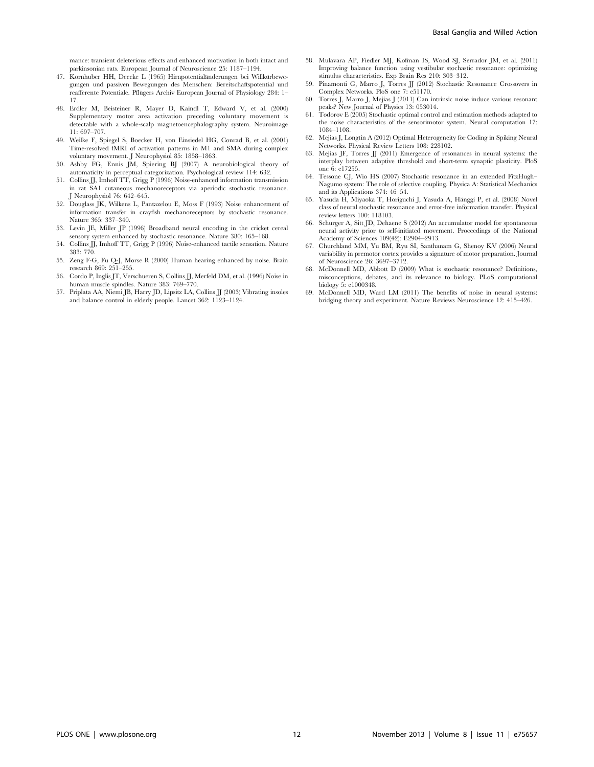mance: transient deleterious effects and enhanced motivation in both intact and parkinsonian rats. European Journal of Neuroscience 25: 1187–1194.

47. Kornhuber HH, Deecke L (1965) Hirnpotentialänderungen bei Willkürbewegungen und passiven Bewegungen des Menschen: Bereitschaftspotential und reafferente Potentiale. Pflügers Archiv European Journal of Physiology 284: 1–17.
48. Erdler M, Beisteiner R, Mayer D, Kaindl T, Edward V, et al. (2000) Supplementary motor area activation preceding voluntary movement is detectable with a whole-scalp magnetoencephalography system. Neuroimage 11: 697–707.
49. Weilke F, Spiegel S, Boecker H, von Einsiedel HG, Conrad B, et al. (2001) Time-resolved fMRI of activation patterns in M1 and SMA during complex voluntary movement. J Neurophysiol 85: 1858–1863.
50. Ashby FG, Ennis JM, Spiering BJ (2007) A neurobiological theory of automaticity in perceptual categorization. Psychological review 114: 632.
51. Collins JJ, Imhoff TT, Grigg P (1996) Noise-enhanced information transmission in rat SA1 cutaneous mechanoreceptors via aperiodic stochastic resonance. J Neurophysiol 76: 642–645.
52. Douglass JK, Wilkens L, Pantazelou E, Moss F (1993) Noise enhancement of information transfer in crayfish mechanoreceptors by stochastic resonance. Nature 365: 337–340.
53. Levin JE, Miller JP (1996) Broadband neural encoding in the cricket cereal sensory system enhanced by stochastic resonance. Nature 380: 165–168.
54. Collins JJ, Imhoff TT, Grigg P (1996) Noise-enhanced tactile sensation. Nature 383: 770.
55. Zeng F-G, Fu Q-J, Morse R (2000) Human hearing enhanced by noise. Brain research 869: 251–255.
56. Cordo P, Inglis JT, Verschueren S, Collins JJ, Merfeld DM, et al. (1996) Noise in human muscle spindles. Nature 383: 769–770.
57. Priplata AA, Niemi JB, Harry JD, Lipsitz LA, Collins JJ (2003) Vibrating insoles and balance control in elderly people. Lancet 362: 1123–1124.
58. Mulavara AP, Fiedler MJ, Kofman IS, Wood SJ, Serrador JM, et al. (2011) Improving balance function using vestibular stochastic resonance: optimizing stimulus characteristics. Exp Brain Res 210: 303–312.
59. Pinamonti G, Marro J, Torres JJ (2012) Stochastic Resonance Crossovers in Complex Networks. PloS one 7: e51170.
60. Torres J, Marro J, Mejias J (2011) Can intrinsic noise induce various resonant peaks? New Journal of Physics 13: 053014.
61. Todorov E (2005) Stochastic optimal control and estimation methods adapted to the noise characteristics of the sensorimotor system. Neural computation 17: 1084–1108.
62. Mejias J, Longtin A (2012) Optimal Heterogeneity for Coding in Spiking Neural Networks. Physical Review Letters 108: 228102.
63. Mejias JF, Torres JJ (2011) Emergence of resonances in neural systems: the interplay between adaptive threshold and short-term synaptic plasticity. PloS one 6: e17255.
64. Tessone CJ, Wio HS (2007) Stochastic resonance in an extended FitzHugh–Nagumo system: The role of selective coupling. Physica A: Statistical Mechanics and its Applications 374: 46–54.
65. Yasuda H, Miyaoka T, Horiguchi J, Yasuda A, Hänggi P, et al. (2008) Novel class of neural stochastic resonance and error-free information transfer. Physical review letters 100: 118103.
66. Schurger A, Sitt JD, Dehaene S (2012) An accumulator model for spontaneous neural activity prior to self-initiated movement. Proceedings of the National Academy of Sciences 109(42): E2904–2913.
67. Churchland MM, Yu BM, Ryu SI, Santhanam G, Shenoy KV (2006) Neural variability in premotor cortex provides a signature of motor preparation. Journal of Neuroscience 26: 3697–3712.
68. McDonnell MD, Abbott D (2009) What is stochastic resonance? Definitions, misconceptions, debates, and its relevance to biology. PLoS computational biology 5: e1000348.
69. McDonnell MD, Ward LM (2011) The benefits of noise in neural systems: bridging theory and experiment. Nature Reviews Neuroscience 12: 415–426.